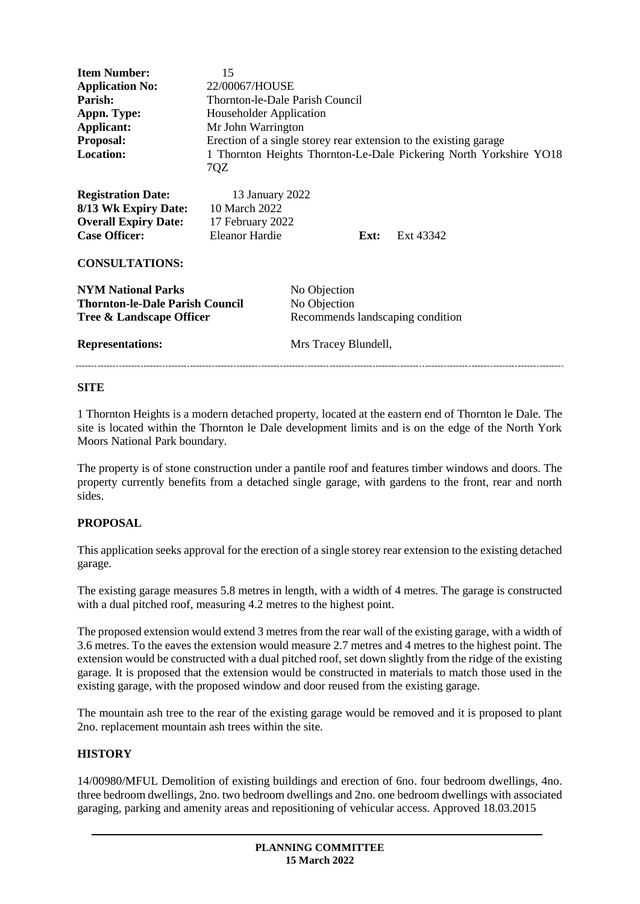| | |
|---|---|
| **Item Number:** | 15 |
| **Application No:** | 22/00067/HOUSE |
| **Parish:** | Thornton-le-Dale Parish Council |
| **Appn. Type:** | Householder Application |
| **Applicant:** | Mr John Warrington |
| **Proposal:** | Erection of a single storey rear extension to the existing garage |
| **Location:** | 1 Thornton Heights Thornton-Le-Dale Pickering North Yorkshire YO18 7QZ |

| | | | |
|---|---|---|---|
| **Registration Date:** | 13 January 2022 | | |
| **8/13 Wk Expiry Date:** | 10 March 2022 | | |
| **Overall Expiry Date:** | 17 February 2022 | | |
| **Case Officer:** | Eleanor Hardie | **Ext:** | Ext 43342 |

**CONSULTATIONS:**

| | |
|---|---|
| **NYM National Parks** | No Objection |
| **Thornton-le-Dale Parish Council** | No Objection |
| **Tree & Landscape Officer** | Recommends landscaping condition |

**Representations:** Mrs Tracey Blundell,

---

## SITE

1 Thornton Heights is a modern detached property, located at the eastern end of Thornton le Dale. The site is located within the Thornton le Dale development limits and is on the edge of the North York Moors National Park boundary.

The property is of stone construction under a pantile roof and features timber windows and doors. The property currently benefits from a detached single garage, with gardens to the front, rear and north sides.

## PROPOSAL

This application seeks approval for the erection of a single storey rear extension to the existing detached garage.

The existing garage measures 5.8 metres in length, with a width of 4 metres. The garage is constructed with a dual pitched roof, measuring 4.2 metres to the highest point.

The proposed extension would extend 3 metres from the rear wall of the existing garage, with a width of 3.6 metres. To the eaves the extension would measure 2.7 metres and 4 metres to the highest point. The extension would be constructed with a dual pitched roof, set down slightly from the ridge of the existing garage. It is proposed that the extension would be constructed in materials to match those used in the existing garage, with the proposed window and door reused from the existing garage.

The mountain ash tree to the rear of the existing garage would be removed and it is proposed to plant 2no. replacement mountain ash trees within the site.

## HISTORY

14/00980/MFUL Demolition of existing buildings and erection of 6no. four bedroom dwellings, 4no. three bedroom dwellings, 2no. two bedroom dwellings and 2no. one bedroom dwellings with associated garaging, parking and amenity areas and repositioning of vehicular access. Approved 18.03.2015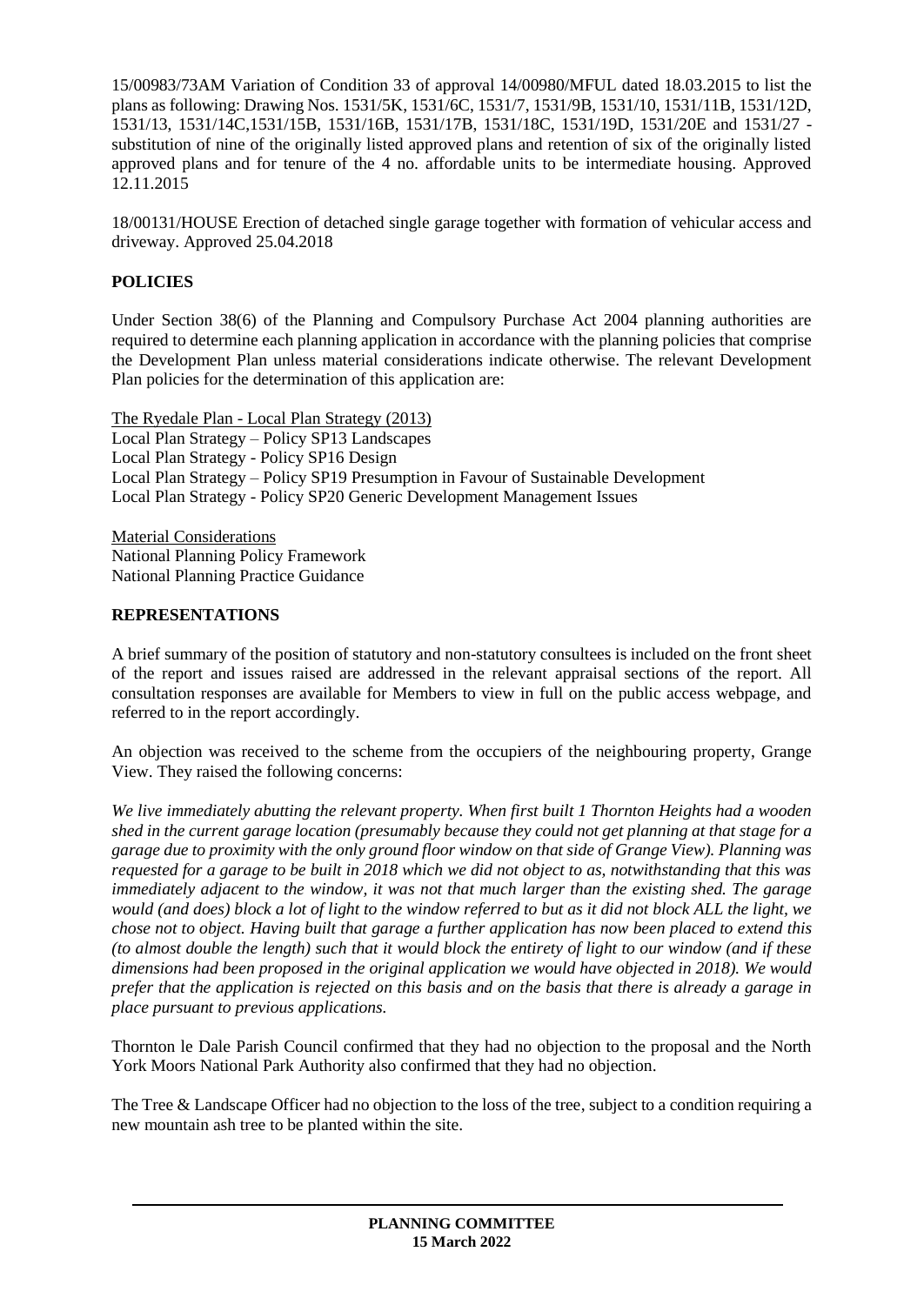15/00983/73AM Variation of Condition 33 of approval 14/00980/MFUL dated 18.03.2015 to list the plans as following: Drawing Nos. 1531/5K, 1531/6C, 1531/7, 1531/9B, 1531/10, 1531/11B, 1531/12D, 1531/13, 1531/14C,1531/15B, 1531/16B, 1531/17B, 1531/18C, 1531/19D, 1531/20E and 1531/27 - substitution of nine of the originally listed approved plans and retention of six of the originally listed approved plans and for tenure of the 4 no. affordable units to be intermediate housing. Approved 12.11.2015

18/00131/HOUSE Erection of detached single garage together with formation of vehicular access and driveway. Approved 25.04.2018

## POLICIES

Under Section 38(6) of the Planning and Compulsory Purchase Act 2004 planning authorities are required to determine each planning application in accordance with the planning policies that comprise the Development Plan unless material considerations indicate otherwise. The relevant Development Plan policies for the determination of this application are:

The Ryedale Plan - Local Plan Strategy (2013)
Local Plan Strategy – Policy SP13 Landscapes
Local Plan Strategy - Policy SP16 Design
Local Plan Strategy – Policy SP19 Presumption in Favour of Sustainable Development
Local Plan Strategy - Policy SP20 Generic Development Management Issues

Material Considerations
National Planning Policy Framework
National Planning Practice Guidance

## REPRESENTATIONS

A brief summary of the position of statutory and non-statutory consultees is included on the front sheet of the report and issues raised are addressed in the relevant appraisal sections of the report. All consultation responses are available for Members to view in full on the public access webpage, and referred to in the report accordingly.

An objection was received to the scheme from the occupiers of the neighbouring property, Grange View. They raised the following concerns:

*We live immediately abutting the relevant property. When first built 1 Thornton Heights had a wooden shed in the current garage location (presumably because they could not get planning at that stage for a garage due to proximity with the only ground floor window on that side of Grange View). Planning was requested for a garage to be built in 2018 which we did not object to as, notwithstanding that this was immediately adjacent to the window, it was not that much larger than the existing shed. The garage would (and does) block a lot of light to the window referred to but as it did not block ALL the light, we chose not to object. Having built that garage a further application has now been placed to extend this (to almost double the length) such that it would block the entirety of light to our window (and if these dimensions had been proposed in the original application we would have objected in 2018). We would prefer that the application is rejected on this basis and on the basis that there is already a garage in place pursuant to previous applications.*

Thornton le Dale Parish Council confirmed that they had no objection to the proposal and the North York Moors National Park Authority also confirmed that they had no objection.

The Tree & Landscape Officer had no objection to the loss of the tree, subject to a condition requiring a new mountain ash tree to be planted within the site.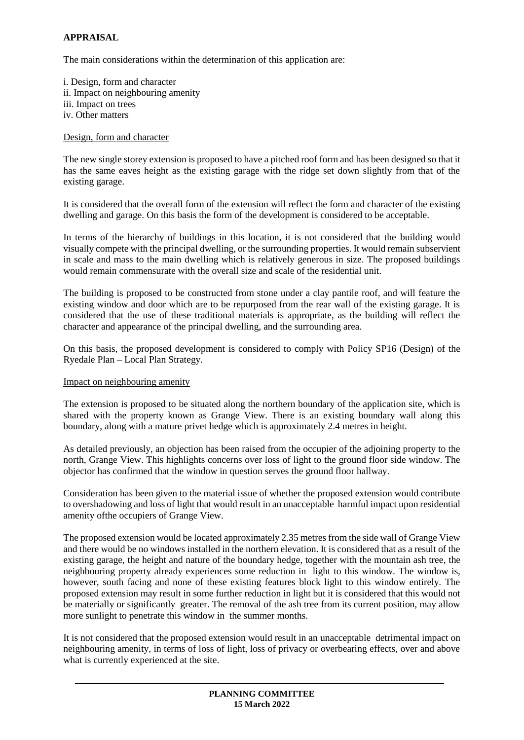## APPRAISAL

The main considerations within the determination of this application are:

i. Design, form and character
ii. Impact on neighbouring amenity
iii. Impact on trees
iv. Other matters

Design, form and character

The new single storey extension is proposed to have a pitched roof form and has been designed so that it has the same eaves height as the existing garage with the ridge set down slightly from that of the existing garage.

It is considered that the overall form of the extension will reflect the form and character of the existing dwelling and garage. On this basis the form of the development is considered to be acceptable.

In terms of the hierarchy of buildings in this location, it is not considered that the building would visually compete with the principal dwelling, or the surrounding properties. It would remain subservient in scale and mass to the main dwelling which is relatively generous in size. The proposed buildings would remain commensurate with the overall size and scale of the residential unit.

The building is proposed to be constructed from stone under a clay pantile roof, and will feature the existing window and door which are to be repurposed from the rear wall of the existing garage. It is considered that the use of these traditional materials is appropriate, as the building will reflect the character and appearance of the principal dwelling, and the surrounding area.

On this basis, the proposed development is considered to comply with Policy SP16 (Design) of the Ryedale Plan – Local Plan Strategy.

Impact on neighbouring amenity

The extension is proposed to be situated along the northern boundary of the application site, which is shared with the property known as Grange View. There is an existing boundary wall along this boundary, along with a mature privet hedge which is approximately 2.4 metres in height.

As detailed previously, an objection has been raised from the occupier of the adjoining property to the north, Grange View. This highlights concerns over loss of light to the ground floor side window. The objector has confirmed that the window in question serves the ground floor hallway.

Consideration has been given to the material issue of whether the proposed extension would contribute to overshadowing and loss of light that would result in an unacceptable harmful impact upon residential amenity ofthe occupiers of Grange View.

The proposed extension would be located approximately 2.35 metres from the side wall of Grange View and there would be no windows installed in the northern elevation. It is considered that as a result of the existing garage, the height and nature of the boundary hedge, together with the mountain ash tree, the neighbouring property already experiences some reduction in light to this window. The window is, however, south facing and none of these existing features block light to this window entirely. The proposed extension may result in some further reduction in light but it is considered that this would not be materially or significantly greater. The removal of the ash tree from its current position, may allow more sunlight to penetrate this window in the summer months.

It is not considered that the proposed extension would result in an unacceptable detrimental impact on neighbouring amenity, in terms of loss of light, loss of privacy or overbearing effects, over and above what is currently experienced at the site.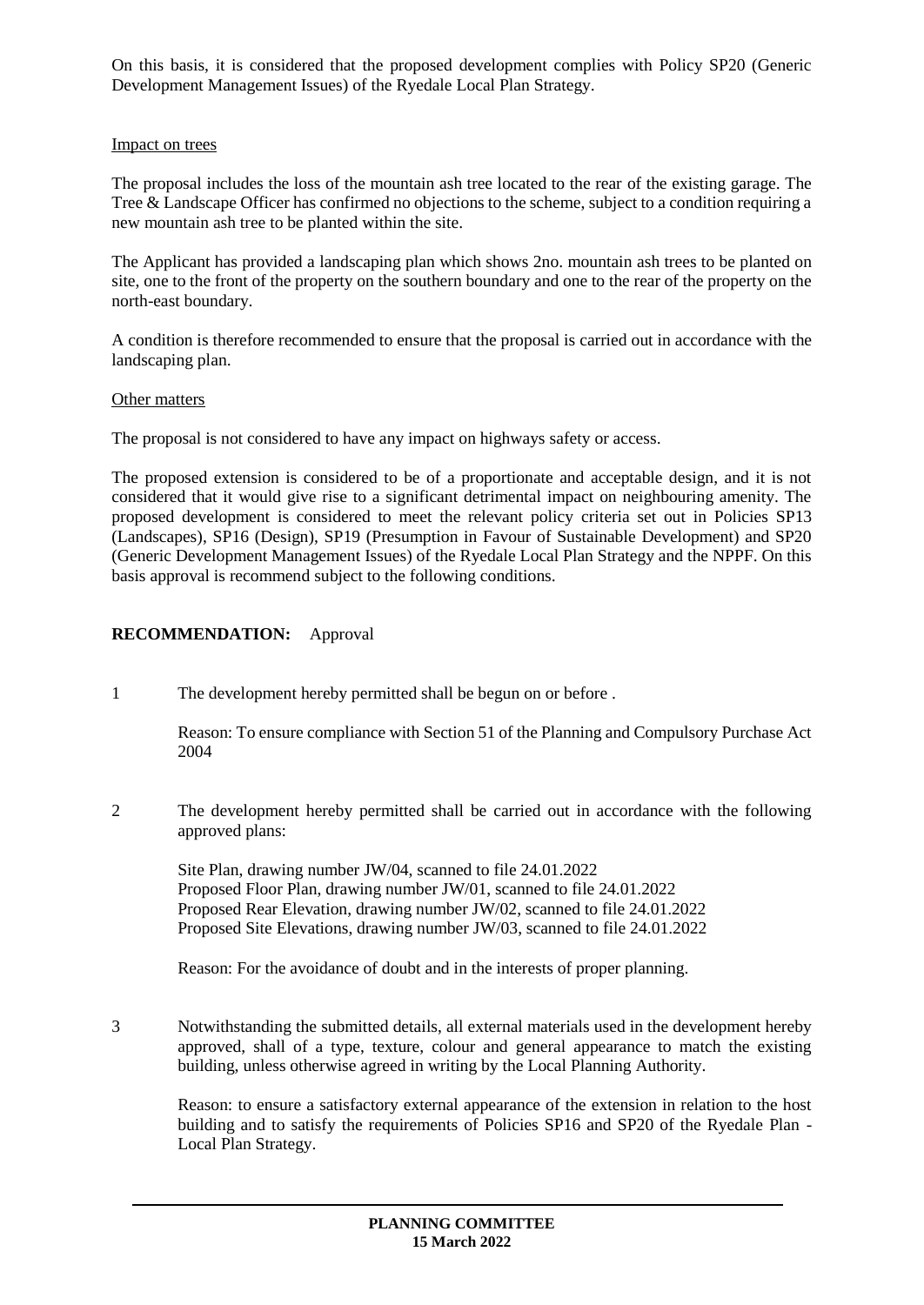On this basis, it is considered that the proposed development complies with Policy SP20 (Generic Development Management Issues) of the Ryedale Local Plan Strategy.

Impact on trees

The proposal includes the loss of the mountain ash tree located to the rear of the existing garage. The Tree & Landscape Officer has confirmed no objections to the scheme, subject to a condition requiring a new mountain ash tree to be planted within the site.

The Applicant has provided a landscaping plan which shows 2no. mountain ash trees to be planted on site, one to the front of the property on the southern boundary and one to the rear of the property on the north-east boundary.

A condition is therefore recommended to ensure that the proposal is carried out in accordance with the landscaping plan.

Other matters

The proposal is not considered to have any impact on highways safety or access.

The proposed extension is considered to be of a proportionate and acceptable design, and it is not considered that it would give rise to a significant detrimental impact on neighbouring amenity. The proposed development is considered to meet the relevant policy criteria set out in Policies SP13 (Landscapes), SP16 (Design), SP19 (Presumption in Favour of Sustainable Development) and SP20 (Generic Development Management Issues) of the Ryedale Local Plan Strategy and the NPPF. On this basis approval is recommend subject to the following conditions.

**RECOMMENDATION:** Approval

1 The development hereby permitted shall be begun on or before .

Reason: To ensure compliance with Section 51 of the Planning and Compulsory Purchase Act 2004

2 The development hereby permitted shall be carried out in accordance with the following approved plans:

Site Plan, drawing number JW/04, scanned to file 24.01.2022
Proposed Floor Plan, drawing number JW/01, scanned to file 24.01.2022
Proposed Rear Elevation, drawing number JW/02, scanned to file 24.01.2022
Proposed Site Elevations, drawing number JW/03, scanned to file 24.01.2022

Reason: For the avoidance of doubt and in the interests of proper planning.

3 Notwithstanding the submitted details, all external materials used in the development hereby approved, shall of a type, texture, colour and general appearance to match the existing building, unless otherwise agreed in writing by the Local Planning Authority.

Reason: to ensure a satisfactory external appearance of the extension in relation to the host building and to satisfy the requirements of Policies SP16 and SP20 of the Ryedale Plan - Local Plan Strategy.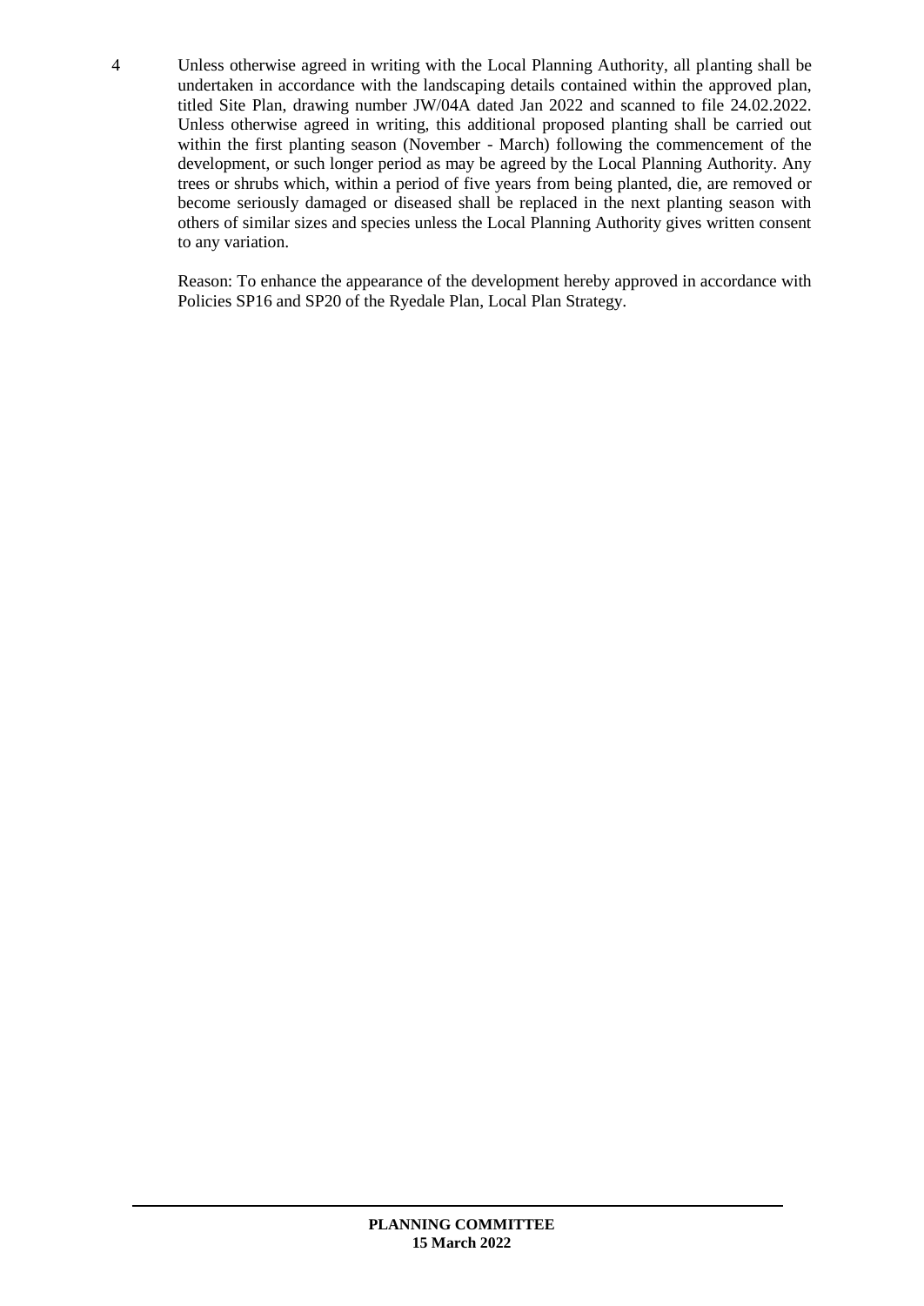4 Unless otherwise agreed in writing with the Local Planning Authority, all planting shall be undertaken in accordance with the landscaping details contained within the approved plan, titled Site Plan, drawing number JW/04A dated Jan 2022 and scanned to file 24.02.2022. Unless otherwise agreed in writing, this additional proposed planting shall be carried out within the first planting season (November - March) following the commencement of the development, or such longer period as may be agreed by the Local Planning Authority. Any trees or shrubs which, within a period of five years from being planted, die, are removed or become seriously damaged or diseased shall be replaced in the next planting season with others of similar sizes and species unless the Local Planning Authority gives written consent to any variation.

Reason: To enhance the appearance of the development hereby approved in accordance with Policies SP16 and SP20 of the Ryedale Plan, Local Plan Strategy.